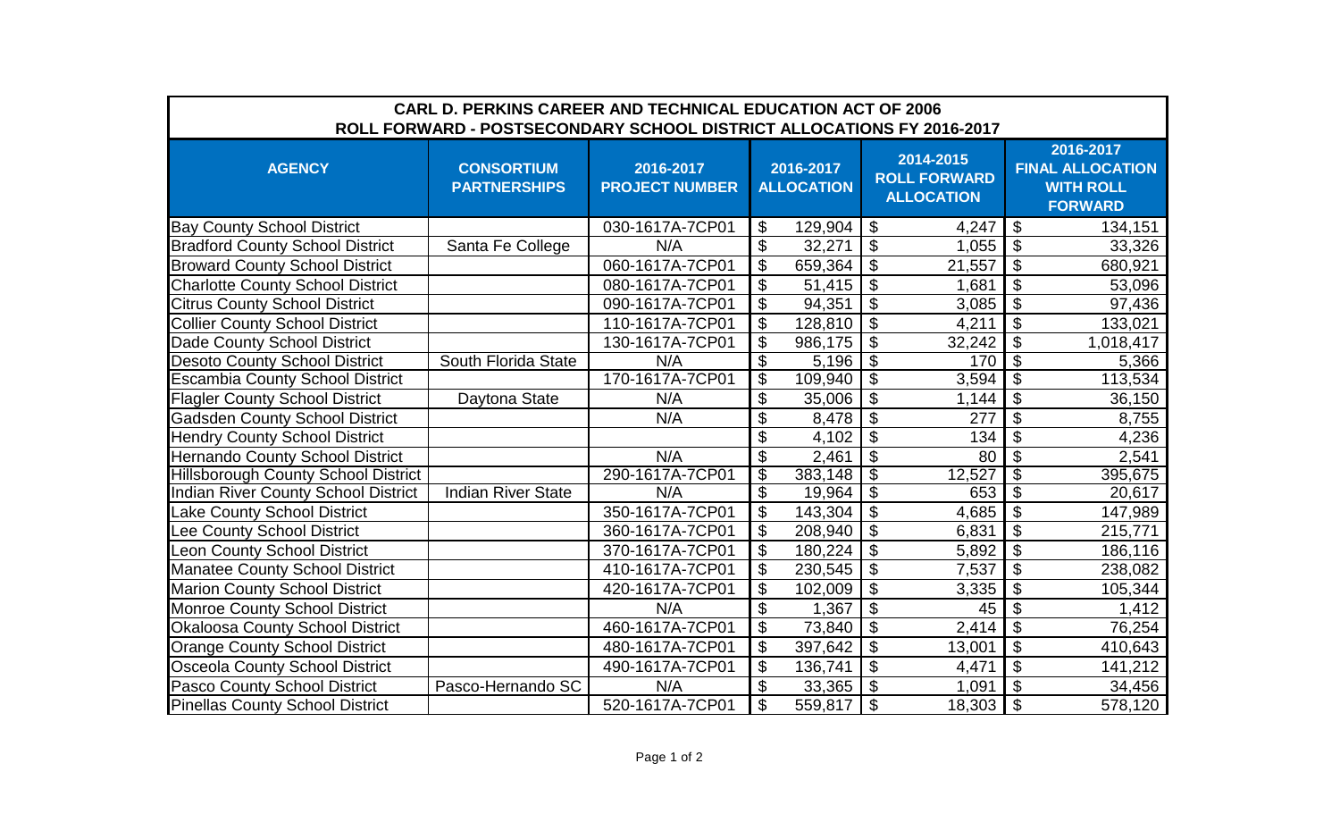**CARL D. PERKINS CAREER AND TECHNICAL EDUCATION ACT OF 2006**
**ROLL FORWARD - POSTSECONDARY SCHOOL DISTRICT ALLOCATIONS FY 2016-2017**

| AGENCY | CONSORTIUM PARTNERSHIPS | 2016-2017 PROJECT NUMBER | 2016-2017 ALLOCATION | 2014-2015 ROLL FORWARD ALLOCATION | 2016-2017 FINAL ALLOCATION WITH ROLL FORWARD |
|---|---|---|---|---|---|
| Bay County School District | | 030-1617A-7CP01 | $ 129,904 | $ 4,247 | $ 134,151 |
| Bradford County School District | Santa Fe College | N/A | $ 32,271 | $ 1,055 | $ 33,326 |
| Broward County School District | | 060-1617A-7CP01 | $ 659,364 | $ 21,557 | $ 680,921 |
| Charlotte County School District | | 080-1617A-7CP01 | $ 51,415 | $ 1,681 | $ 53,096 |
| Citrus County School District | | 090-1617A-7CP01 | $ 94,351 | $ 3,085 | $ 97,436 |
| Collier County School District | | 110-1617A-7CP01 | $ 128,810 | $ 4,211 | $ 133,021 |
| Dade County School District | | 130-1617A-7CP01 | $ 986,175 | $ 32,242 | $ 1,018,417 |
| Desoto County School District | South Florida State | N/A | $ 5,196 | $ 170 | $ 5,366 |
| Escambia County School District | | 170-1617A-7CP01 | $ 109,940 | $ 3,594 | $ 113,534 |
| Flagler County School District | Daytona State | N/A | $ 35,006 | $ 1,144 | $ 36,150 |
| Gadsden County School District | | N/A | $ 8,478 | $ 277 | $ 8,755 |
| Hendry County School District | | | $ 4,102 | $ 134 | $ 4,236 |
| Hernando County School District | | N/A | $ 2,461 | $ 80 | $ 2,541 |
| Hillsborough County School District | | 290-1617A-7CP01 | $ 383,148 | $ 12,527 | $ 395,675 |
| Indian River County School District | Indian River State | N/A | $ 19,964 | $ 653 | $ 20,617 |
| Lake County School District | | 350-1617A-7CP01 | $ 143,304 | $ 4,685 | $ 147,989 |
| Lee County School District | | 360-1617A-7CP01 | $ 208,940 | $ 6,831 | $ 215,771 |
| Leon County School District | | 370-1617A-7CP01 | $ 180,224 | $ 5,892 | $ 186,116 |
| Manatee County School District | | 410-1617A-7CP01 | $ 230,545 | $ 7,537 | $ 238,082 |
| Marion County School District | | 420-1617A-7CP01 | $ 102,009 | $ 3,335 | $ 105,344 |
| Monroe County School District | | N/A | $ 1,367 | $ 45 | $ 1,412 |
| Okaloosa County School District | | 460-1617A-7CP01 | $ 73,840 | $ 2,414 | $ 76,254 |
| Orange County School District | | 480-1617A-7CP01 | $ 397,642 | $ 13,001 | $ 410,643 |
| Osceola County School District | | 490-1617A-7CP01 | $ 136,741 | $ 4,471 | $ 141,212 |
| Pasco County School District | Pasco-Hernando SC | N/A | $ 33,365 | $ 1,091 | $ 34,456 |
| Pinellas County School District | | 520-1617A-7CP01 | $ 559,817 | $ 18,303 | $ 578,120 |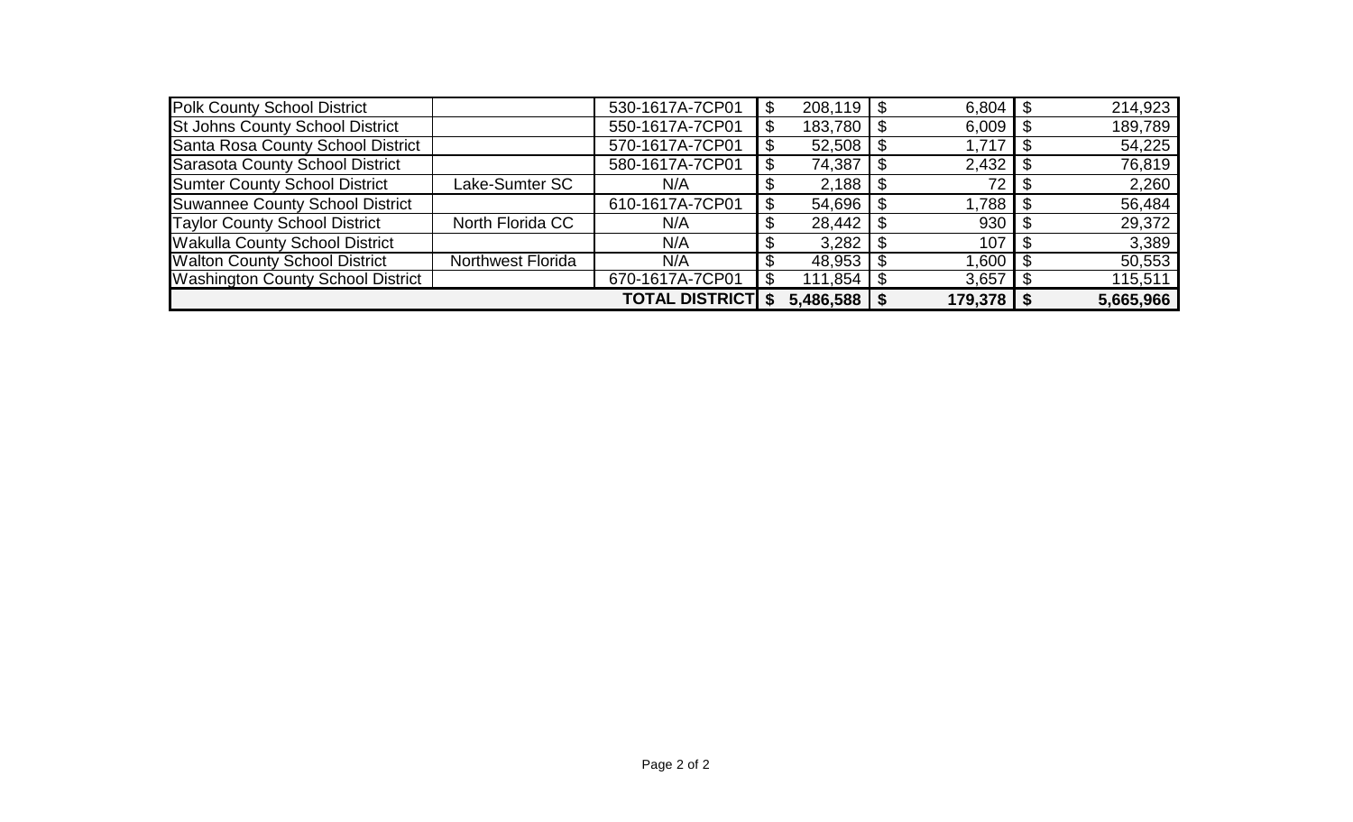| | | | | | |
|---|---|---|---|---|---|
| Polk County School District | | 530-1617A-7CP01 | $ 208,119 | $ 6,804 | $ 214,923 |
| St Johns County School District | | 550-1617A-7CP01 | $ 183,780 | $ 6,009 | $ 189,789 |
| Santa Rosa County School District | | 570-1617A-7CP01 | $ 52,508 | $ 1,717 | $ 54,225 |
| Sarasota County School District | | 580-1617A-7CP01 | $ 74,387 | $ 2,432 | $ 76,819 |
| Sumter County School District | Lake-Sumter SC | N/A | $ 2,188 | $ 72 | $ 2,260 |
| Suwannee County School District | | 610-1617A-7CP01 | $ 54,696 | $ 1,788 | $ 56,484 |
| Taylor County School District | North Florida CC | N/A | $ 28,442 | $ 930 | $ 29,372 |
| Wakulla County School District | | N/A | $ 3,282 | $ 107 | $ 3,389 |
| Walton County School District | Northwest Florida | N/A | $ 48,953 | $ 1,600 | $ 50,553 |
| Washington County School District | | 670-1617A-7CP01 | $ 111,854 | $ 3,657 | $ 115,511 |
| | | **TOTAL DISTRICT** | **$ 5,486,588** | **$ 179,378** | **$ 5,665,966** |